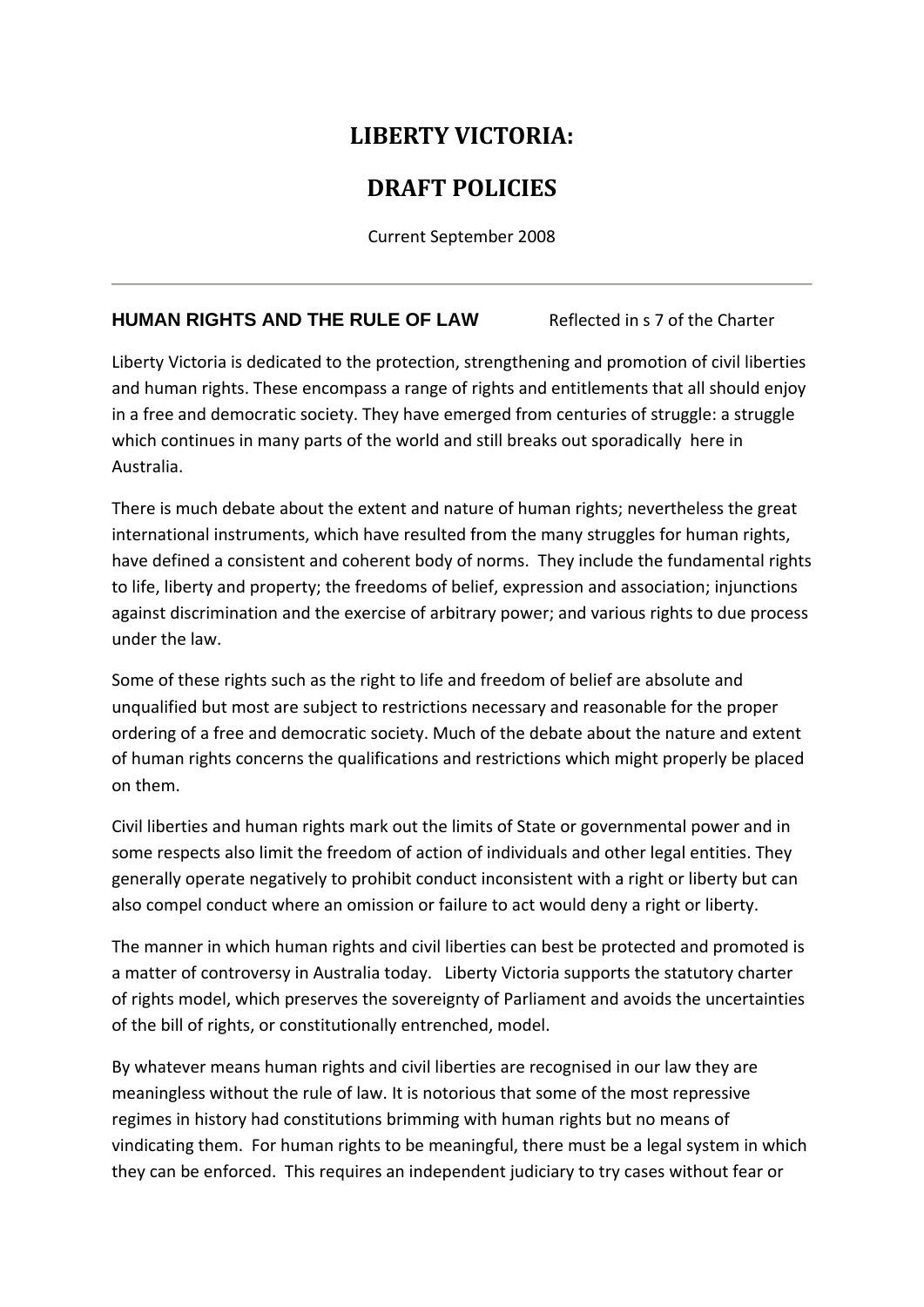# LIBERTY VICTORIA:

# DRAFT POLICIES

Current September 2008

---

## HUMAN RIGHTS AND THE RULE OF LAW

Reflected in s 7 of the Charter

Liberty Victoria is dedicated to the protection, strengthening and promotion of civil liberties and human rights. These encompass a range of rights and entitlements that all should enjoy in a free and democratic society. They have emerged from centuries of struggle: a struggle which continues in many parts of the world and still breaks out sporadically here in Australia.

There is much debate about the extent and nature of human rights; nevertheless the great international instruments, which have resulted from the many struggles for human rights, have defined a consistent and coherent body of norms. They include the fundamental rights to life, liberty and property; the freedoms of belief, expression and association; injunctions against discrimination and the exercise of arbitrary power; and various rights to due process under the law.

Some of these rights such as the right to life and freedom of belief are absolute and unqualified but most are subject to restrictions necessary and reasonable for the proper ordering of a free and democratic society. Much of the debate about the nature and extent of human rights concerns the qualifications and restrictions which might properly be placed on them.

Civil liberties and human rights mark out the limits of State or governmental power and in some respects also limit the freedom of action of individuals and other legal entities. They generally operate negatively to prohibit conduct inconsistent with a right or liberty but can also compel conduct where an omission or failure to act would deny a right or liberty.

The manner in which human rights and civil liberties can best be protected and promoted is a matter of controversy in Australia today. Liberty Victoria supports the statutory charter of rights model, which preserves the sovereignty of Parliament and avoids the uncertainties of the bill of rights, or constitutionally entrenched, model.

By whatever means human rights and civil liberties are recognised in our law they are meaningless without the rule of law. It is notorious that some of the most repressive regimes in history had constitutions brimming with human rights but no means of vindicating them. For human rights to be meaningful, there must be a legal system in which they can be enforced. This requires an independent judiciary to try cases without fear or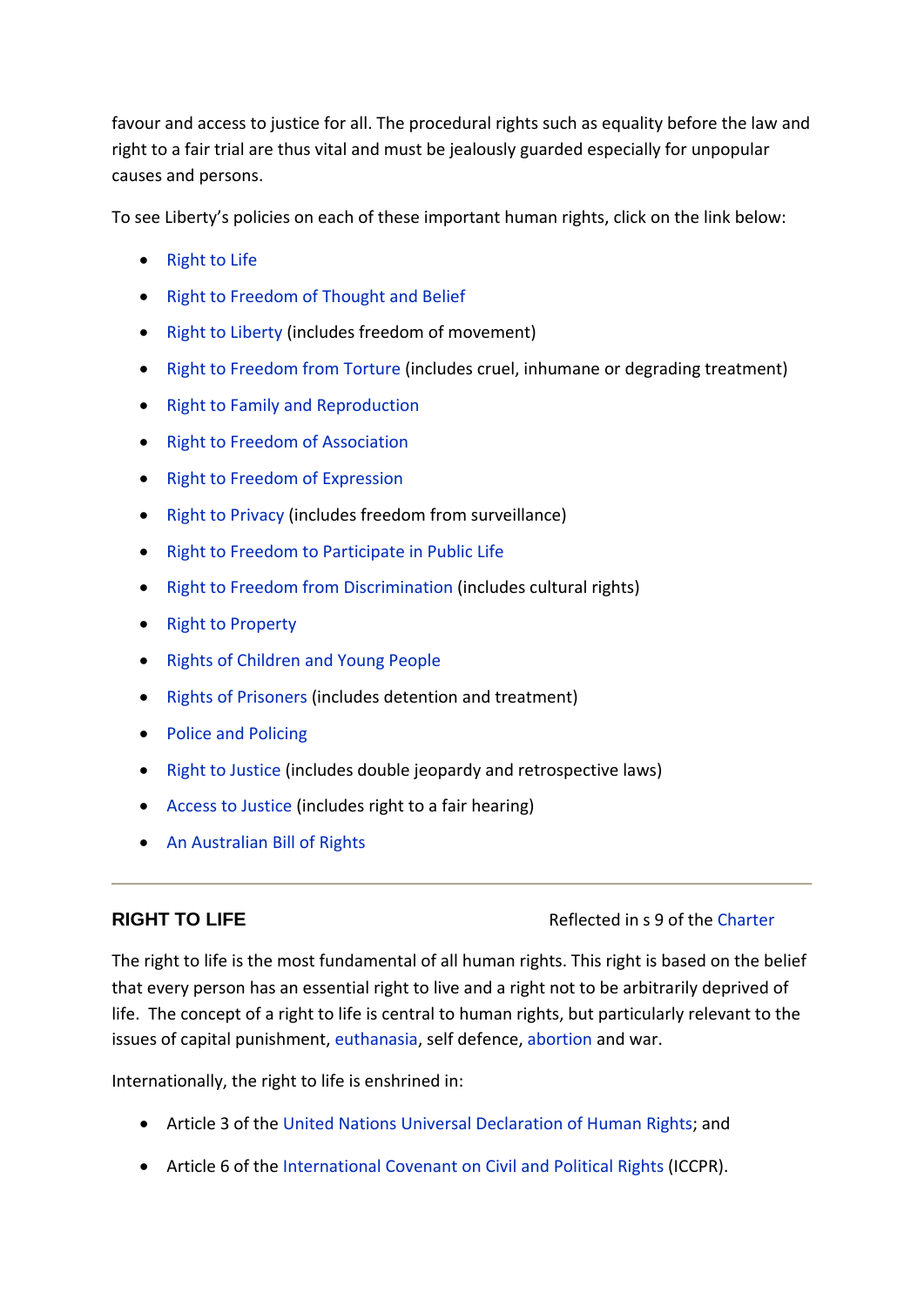favour and access to justice for all. The procedural rights such as equality before the law and right to a fair trial are thus vital and must be jealously guarded especially for unpopular causes and persons.

To see Liberty's policies on each of these important human rights, click on the link below:

- Right to Life
- Right to Freedom of Thought and Belief
- Right to Liberty (includes freedom of movement)
- Right to Freedom from Torture (includes cruel, inhumane or degrading treatment)
- Right to Family and Reproduction
- Right to Freedom of Association
- Right to Freedom of Expression
- Right to Privacy (includes freedom from surveillance)
- Right to Freedom to Participate in Public Life
- Right to Freedom from Discrimination (includes cultural rights)
- Right to Property
- Rights of Children and Young People
- Rights of Prisoners (includes detention and treatment)
- Police and Policing
- Right to Justice (includes double jeopardy and retrospective laws)
- Access to Justice (includes right to a fair hearing)
- An Australian Bill of Rights

---

## RIGHT TO LIFE

Reflected in s 9 of the Charter

The right to life is the most fundamental of all human rights. This right is based on the belief that every person has an essential right to live and a right not to be arbitrarily deprived of life. The concept of a right to life is central to human rights, but particularly relevant to the issues of capital punishment, euthanasia, self defence, abortion and war.

Internationally, the right to life is enshrined in:

- Article 3 of the United Nations Universal Declaration of Human Rights; and
- Article 6 of the International Covenant on Civil and Political Rights (ICCPR).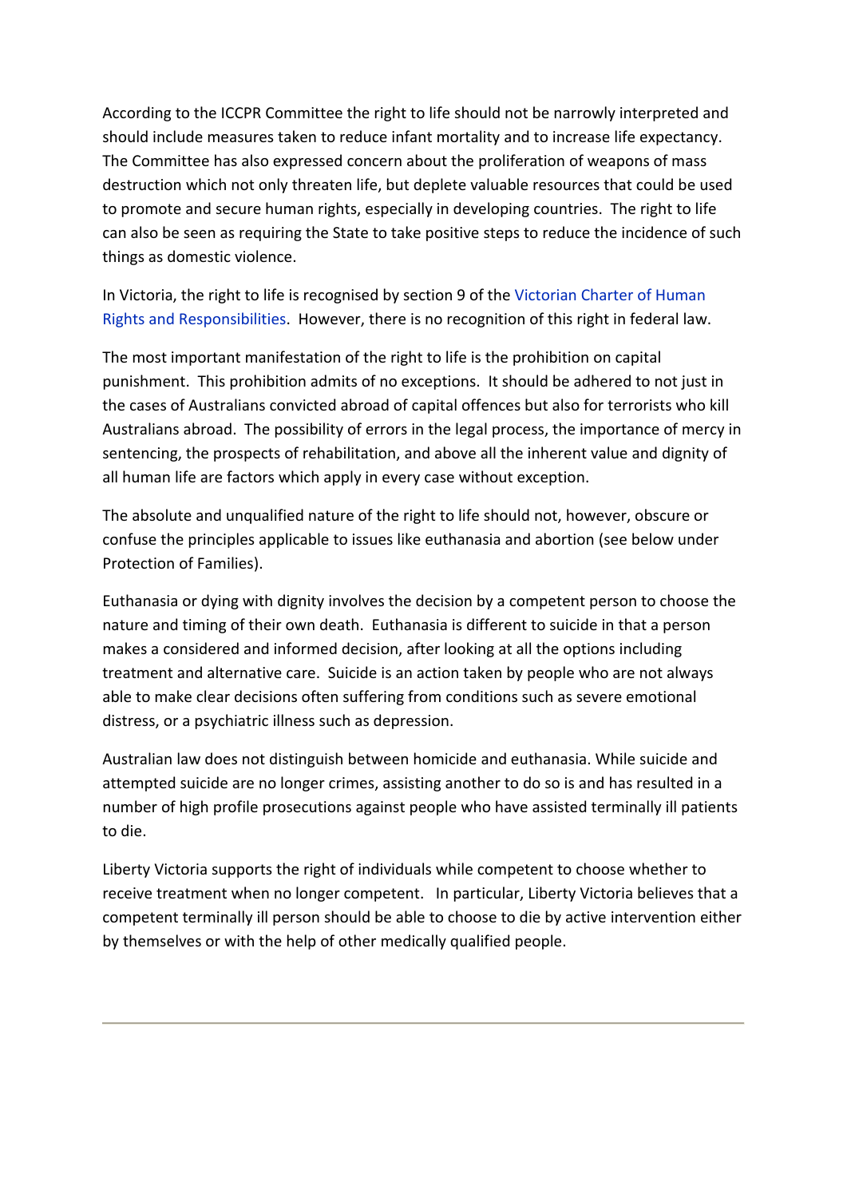According to the ICCPR Committee the right to life should not be narrowly interpreted and should include measures taken to reduce infant mortality and to increase life expectancy. The Committee has also expressed concern about the proliferation of weapons of mass destruction which not only threaten life, but deplete valuable resources that could be used to promote and secure human rights, especially in developing countries. The right to life can also be seen as requiring the State to take positive steps to reduce the incidence of such things as domestic violence.

In Victoria, the right to life is recognised by section 9 of the Victorian Charter of Human Rights and Responsibilities. However, there is no recognition of this right in federal law.

The most important manifestation of the right to life is the prohibition on capital punishment. This prohibition admits of no exceptions. It should be adhered to not just in the cases of Australians convicted abroad of capital offences but also for terrorists who kill Australians abroad. The possibility of errors in the legal process, the importance of mercy in sentencing, the prospects of rehabilitation, and above all the inherent value and dignity of all human life are factors which apply in every case without exception.

The absolute and unqualified nature of the right to life should not, however, obscure or confuse the principles applicable to issues like euthanasia and abortion (see below under Protection of Families).

Euthanasia or dying with dignity involves the decision by a competent person to choose the nature and timing of their own death. Euthanasia is different to suicide in that a person makes a considered and informed decision, after looking at all the options including treatment and alternative care. Suicide is an action taken by people who are not always able to make clear decisions often suffering from conditions such as severe emotional distress, or a psychiatric illness such as depression.

Australian law does not distinguish between homicide and euthanasia. While suicide and attempted suicide are no longer crimes, assisting another to do so is and has resulted in a number of high profile prosecutions against people who have assisted terminally ill patients to die.

Liberty Victoria supports the right of individuals while competent to choose whether to receive treatment when no longer competent. In particular, Liberty Victoria believes that a competent terminally ill person should be able to choose to die by active intervention either by themselves or with the help of other medically qualified people.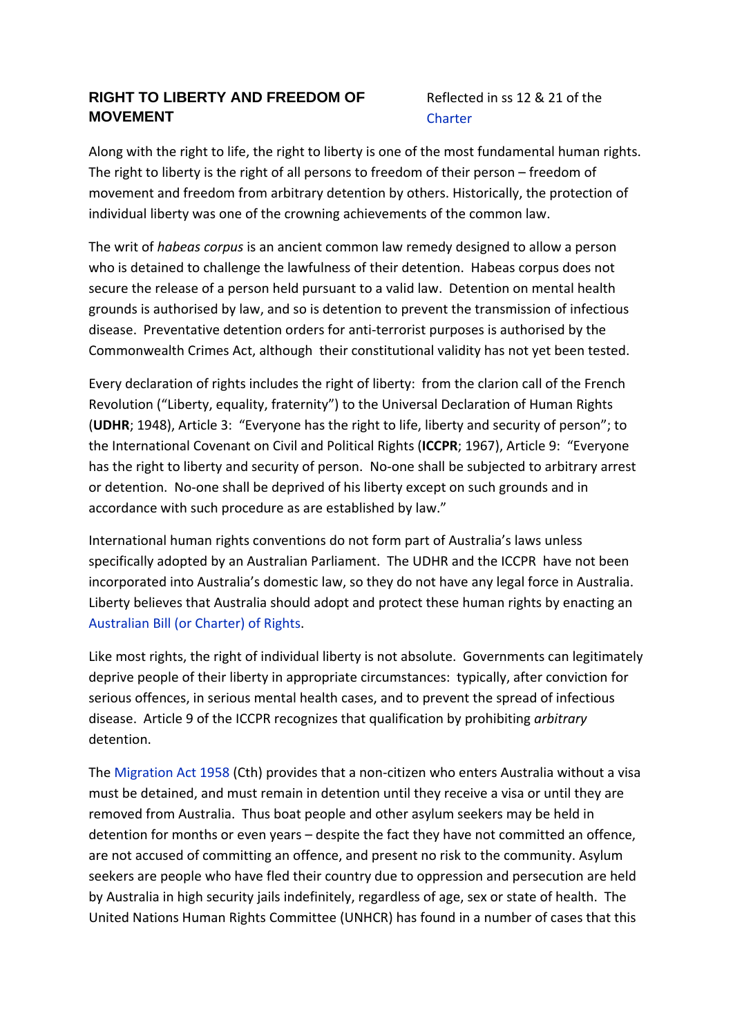## RIGHT TO LIBERTY AND FREEDOM OF MOVEMENT

Reflected in ss 12 & 21 of the Charter

Along with the right to life, the right to liberty is one of the most fundamental human rights. The right to liberty is the right of all persons to freedom of their person – freedom of movement and freedom from arbitrary detention by others. Historically, the protection of individual liberty was one of the crowning achievements of the common law.

The writ of *habeas corpus* is an ancient common law remedy designed to allow a person who is detained to challenge the lawfulness of their detention. Habeas corpus does not secure the release of a person held pursuant to a valid law. Detention on mental health grounds is authorised by law, and so is detention to prevent the transmission of infectious disease. Preventative detention orders for anti-terrorist purposes is authorised by the Commonwealth Crimes Act, although their constitutional validity has not yet been tested.

Every declaration of rights includes the right of liberty: from the clarion call of the French Revolution ("Liberty, equality, fraternity") to the Universal Declaration of Human Rights (**UDHR**; 1948), Article 3: "Everyone has the right to life, liberty and security of person"; to the International Covenant on Civil and Political Rights (**ICCPR**; 1967), Article 9: "Everyone has the right to liberty and security of person. No-one shall be subjected to arbitrary arrest or detention. No-one shall be deprived of his liberty except on such grounds and in accordance with such procedure as are established by law."

International human rights conventions do not form part of Australia's laws unless specifically adopted by an Australian Parliament. The UDHR and the ICCPR have not been incorporated into Australia's domestic law, so they do not have any legal force in Australia. Liberty believes that Australia should adopt and protect these human rights by enacting an Australian Bill (or Charter) of Rights.

Like most rights, the right of individual liberty is not absolute. Governments can legitimately deprive people of their liberty in appropriate circumstances: typically, after conviction for serious offences, in serious mental health cases, and to prevent the spread of infectious disease. Article 9 of the ICCPR recognizes that qualification by prohibiting *arbitrary* detention.

The Migration Act 1958 (Cth) provides that a non-citizen who enters Australia without a visa must be detained, and must remain in detention until they receive a visa or until they are removed from Australia. Thus boat people and other asylum seekers may be held in detention for months or even years – despite the fact they have not committed an offence, are not accused of committing an offence, and present no risk to the community. Asylum seekers are people who have fled their country due to oppression and persecution are held by Australia in high security jails indefinitely, regardless of age, sex or state of health. The United Nations Human Rights Committee (UNHCR) has found in a number of cases that this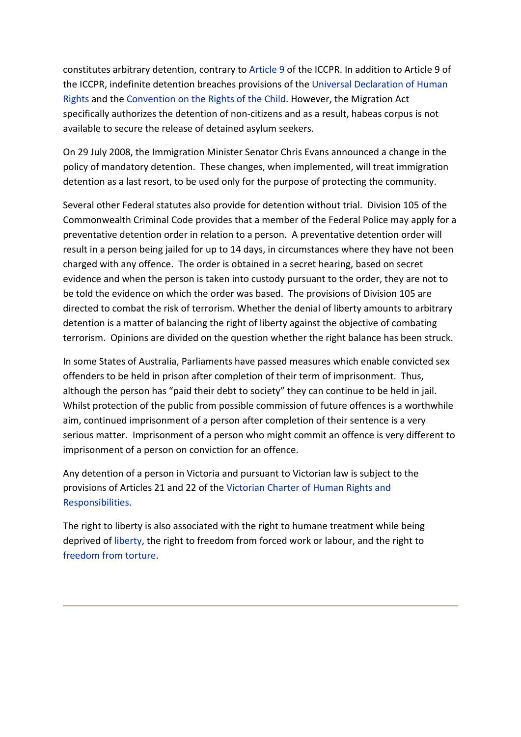constitutes arbitrary detention, contrary to Article 9 of the ICCPR. In addition to Article 9 of the ICCPR, indefinite detention breaches provisions of the Universal Declaration of Human Rights and the Convention on the Rights of the Child. However, the Migration Act specifically authorizes the detention of non-citizens and as a result, habeas corpus is not available to secure the release of detained asylum seekers.

On 29 July 2008, the Immigration Minister Senator Chris Evans announced a change in the policy of mandatory detention. These changes, when implemented, will treat immigration detention as a last resort, to be used only for the purpose of protecting the community.

Several other Federal statutes also provide for detention without trial. Division 105 of the Commonwealth Criminal Code provides that a member of the Federal Police may apply for a preventative detention order in relation to a person. A preventative detention order will result in a person being jailed for up to 14 days, in circumstances where they have not been charged with any offence. The order is obtained in a secret hearing, based on secret evidence and when the person is taken into custody pursuant to the order, they are not to be told the evidence on which the order was based. The provisions of Division 105 are directed to combat the risk of terrorism. Whether the denial of liberty amounts to arbitrary detention is a matter of balancing the right of liberty against the objective of combating terrorism. Opinions are divided on the question whether the right balance has been struck.

In some States of Australia, Parliaments have passed measures which enable convicted sex offenders to be held in prison after completion of their term of imprisonment. Thus, although the person has "paid their debt to society" they can continue to be held in jail. Whilst protection of the public from possible commission of future offences is a worthwhile aim, continued imprisonment of a person after completion of their sentence is a very serious matter. Imprisonment of a person who might commit an offence is very different to imprisonment of a person on conviction for an offence.

Any detention of a person in Victoria and pursuant to Victorian law is subject to the provisions of Articles 21 and 22 of the Victorian Charter of Human Rights and Responsibilities.

The right to liberty is also associated with the right to humane treatment while being deprived of liberty, the right to freedom from forced work or labour, and the right to freedom from torture.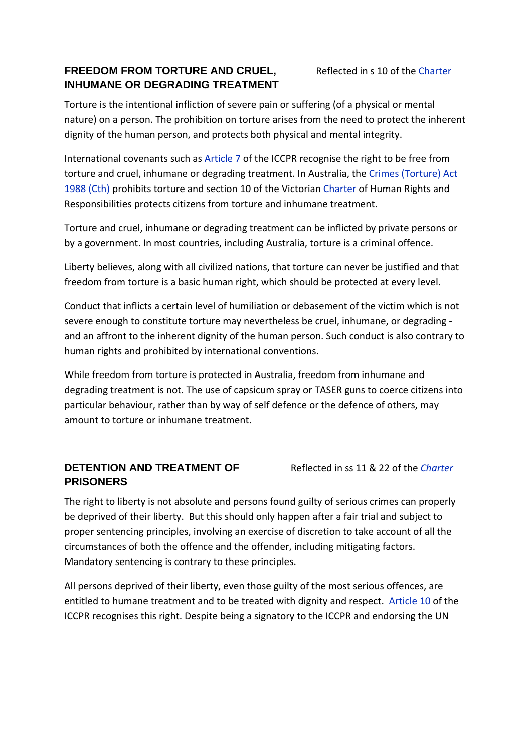## FREEDOM FROM TORTURE AND CRUEL, INHUMANE OR DEGRADING TREATMENT

Reflected in s 10 of the Charter

Torture is the intentional infliction of severe pain or suffering (of a physical or mental nature) on a person. The prohibition on torture arises from the need to protect the inherent dignity of the human person, and protects both physical and mental integrity.

International covenants such as Article 7 of the ICCPR recognise the right to be free from torture and cruel, inhumane or degrading treatment. In Australia, the Crimes (Torture) Act 1988 (Cth) prohibits torture and section 10 of the Victorian Charter of Human Rights and Responsibilities protects citizens from torture and inhumane treatment.

Torture and cruel, inhumane or degrading treatment can be inflicted by private persons or by a government. In most countries, including Australia, torture is a criminal offence.

Liberty believes, along with all civilized nations, that torture can never be justified and that freedom from torture is a basic human right, which should be protected at every level.

Conduct that inflicts a certain level of humiliation or debasement of the victim which is not severe enough to constitute torture may nevertheless be cruel, inhumane, or degrading - and an affront to the inherent dignity of the human person. Such conduct is also contrary to human rights and prohibited by international conventions.

While freedom from torture is protected in Australia, freedom from inhumane and degrading treatment is not. The use of capsicum spray or TASER guns to coerce citizens into particular behaviour, rather than by way of self defence or the defence of others, may amount to torture or inhumane treatment.

## DETENTION AND TREATMENT OF PRISONERS

Reflected in ss 11 & 22 of the *Charter*

The right to liberty is not absolute and persons found guilty of serious crimes can properly be deprived of their liberty. But this should only happen after a fair trial and subject to proper sentencing principles, involving an exercise of discretion to take account of all the circumstances of both the offence and the offender, including mitigating factors. Mandatory sentencing is contrary to these principles.

All persons deprived of their liberty, even those guilty of the most serious offences, are entitled to humane treatment and to be treated with dignity and respect. Article 10 of the ICCPR recognises this right. Despite being a signatory to the ICCPR and endorsing the UN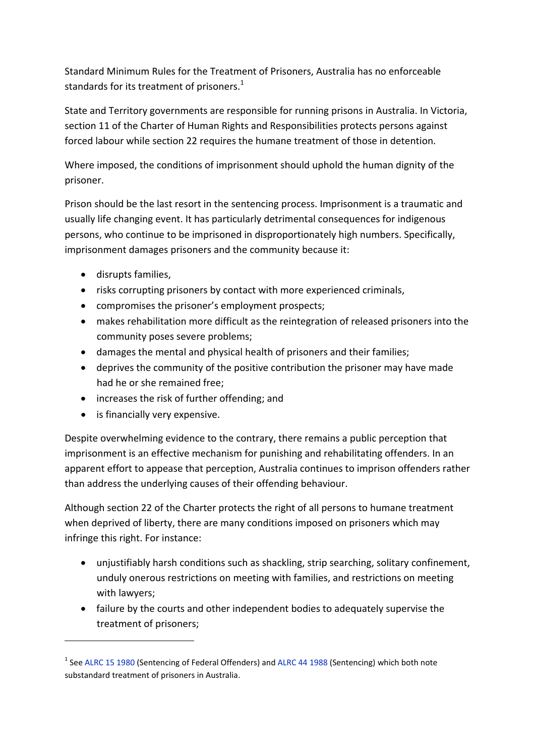Standard Minimum Rules for the Treatment of Prisoners, Australia has no enforceable standards for its treatment of prisoners.[1]

State and Territory governments are responsible for running prisons in Australia. In Victoria, section 11 of the Charter of Human Rights and Responsibilities protects persons against forced labour while section 22 requires the humane treatment of those in detention.

Where imposed, the conditions of imprisonment should uphold the human dignity of the prisoner.

Prison should be the last resort in the sentencing process. Imprisonment is a traumatic and usually life changing event. It has particularly detrimental consequences for indigenous persons, who continue to be imprisoned in disproportionately high numbers. Specifically, imprisonment damages prisoners and the community because it:

- disrupts families,
- risks corrupting prisoners by contact with more experienced criminals,
- compromises the prisoner's employment prospects;
- makes rehabilitation more difficult as the reintegration of released prisoners into the community poses severe problems;
- damages the mental and physical health of prisoners and their families;
- deprives the community of the positive contribution the prisoner may have made had he or she remained free;
- increases the risk of further offending; and
- is financially very expensive.

Despite overwhelming evidence to the contrary, there remains a public perception that imprisonment is an effective mechanism for punishing and rehabilitating offenders. In an apparent effort to appease that perception, Australia continues to imprison offenders rather than address the underlying causes of their offending behaviour.

Although section 22 of the Charter protects the right of all persons to humane treatment when deprived of liberty, there are many conditions imposed on prisoners which may infringe this right. For instance:

- unjustifiably harsh conditions such as shackling, strip searching, solitary confinement, unduly onerous restrictions on meeting with families, and restrictions on meeting with lawyers;
- failure by the courts and other independent bodies to adequately supervise the treatment of prisoners;

---

[1] See ALRC 15 1980 (Sentencing of Federal Offenders) and ALRC 44 1988 (Sentencing) which both note substandard treatment of prisoners in Australia.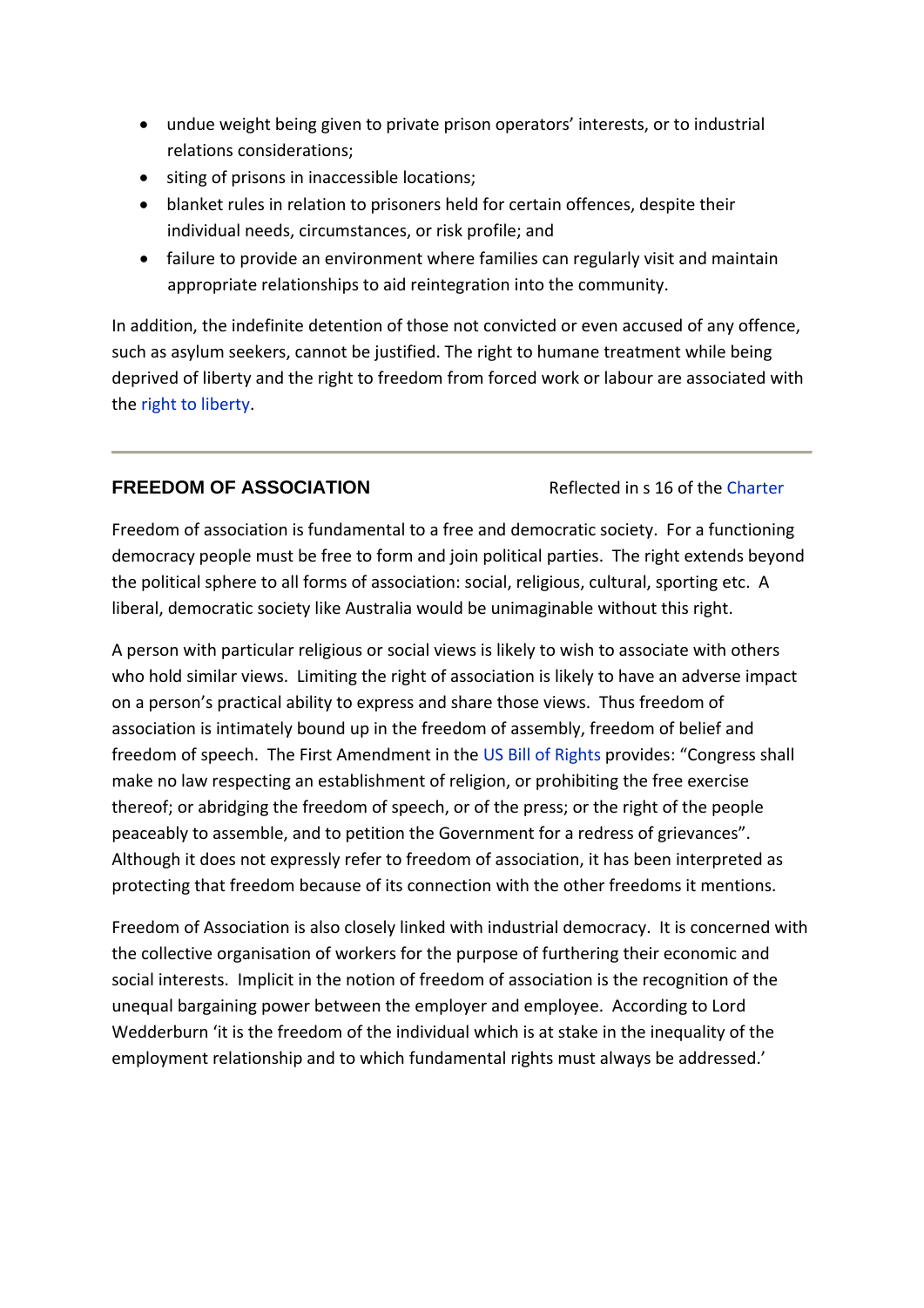- undue weight being given to private prison operators' interests, or to industrial relations considerations;
- siting of prisons in inaccessible locations;
- blanket rules in relation to prisoners held for certain offences, despite their individual needs, circumstances, or risk profile; and
- failure to provide an environment where families can regularly visit and maintain appropriate relationships to aid reintegration into the community.

In addition, the indefinite detention of those not convicted or even accused of any offence, such as asylum seekers, cannot be justified. The right to humane treatment while being deprived of liberty and the right to freedom from forced work or labour are associated with the right to liberty.

---

## FREEDOM OF ASSOCIATION

Reflected in s 16 of the Charter

Freedom of association is fundamental to a free and democratic society. For a functioning democracy people must be free to form and join political parties. The right extends beyond the political sphere to all forms of association: social, religious, cultural, sporting etc. A liberal, democratic society like Australia would be unimaginable without this right.

A person with particular religious or social views is likely to wish to associate with others who hold similar views. Limiting the right of association is likely to have an adverse impact on a person's practical ability to express and share those views. Thus freedom of association is intimately bound up in the freedom of assembly, freedom of belief and freedom of speech. The First Amendment in the US Bill of Rights provides: "Congress shall make no law respecting an establishment of religion, or prohibiting the free exercise thereof; or abridging the freedom of speech, or of the press; or the right of the people peaceably to assemble, and to petition the Government for a redress of grievances". Although it does not expressly refer to freedom of association, it has been interpreted as protecting that freedom because of its connection with the other freedoms it mentions.

Freedom of Association is also closely linked with industrial democracy. It is concerned with the collective organisation of workers for the purpose of furthering their economic and social interests. Implicit in the notion of freedom of association is the recognition of the unequal bargaining power between the employer and employee. According to Lord Wedderburn 'it is the freedom of the individual which is at stake in the inequality of the employment relationship and to which fundamental rights must always be addressed.'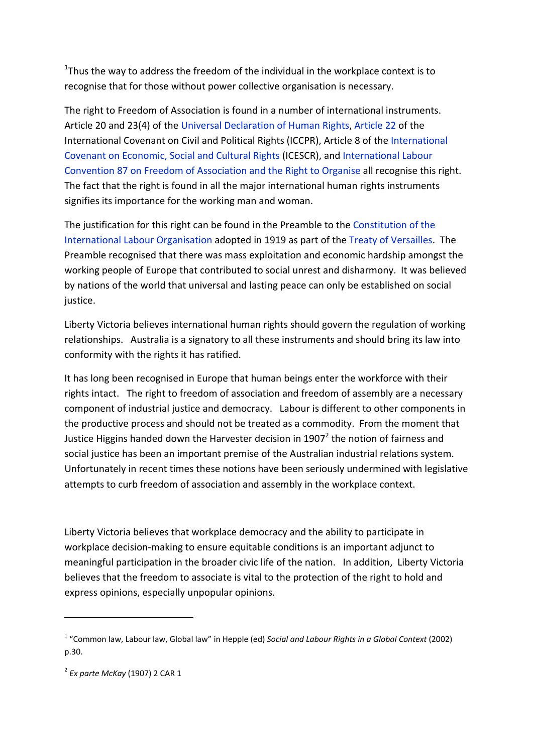[1]Thus the way to address the freedom of the individual in the workplace context is to recognise that for those without power collective organisation is necessary.

The right to Freedom of Association is found in a number of international instruments. Article 20 and 23(4) of the Universal Declaration of Human Rights, Article 22 of the International Covenant on Civil and Political Rights (ICCPR), Article 8 of the International Covenant on Economic, Social and Cultural Rights (ICESCR), and International Labour Convention 87 on Freedom of Association and the Right to Organise all recognise this right. The fact that the right is found in all the major international human rights instruments signifies its importance for the working man and woman.

The justification for this right can be found in the Preamble to the Constitution of the International Labour Organisation adopted in 1919 as part of the Treaty of Versailles. The Preamble recognised that there was mass exploitation and economic hardship amongst the working people of Europe that contributed to social unrest and disharmony. It was believed by nations of the world that universal and lasting peace can only be established on social justice.

Liberty Victoria believes international human rights should govern the regulation of working relationships. Australia is a signatory to all these instruments and should bring its law into conformity with the rights it has ratified.

It has long been recognised in Europe that human beings enter the workforce with their rights intact. The right to freedom of association and freedom of assembly are a necessary component of industrial justice and democracy. Labour is different to other components in the productive process and should not be treated as a commodity. From the moment that Justice Higgins handed down the Harvester decision in 1907[2] the notion of fairness and social justice has been an important premise of the Australian industrial relations system. Unfortunately in recent times these notions have been seriously undermined with legislative attempts to curb freedom of association and assembly in the workplace context.

Liberty Victoria believes that workplace democracy and the ability to participate in workplace decision-making to ensure equitable conditions is an important adjunct to meaningful participation in the broader civic life of the nation. In addition, Liberty Victoria believes that the freedom to associate is vital to the protection of the right to hold and express opinions, especially unpopular opinions.

---

[1] "Common law, Labour law, Global law" in Hepple (ed) *Social and Labour Rights in a Global Context* (2002) p.30.

[2] *Ex parte McKay* (1907) 2 CAR 1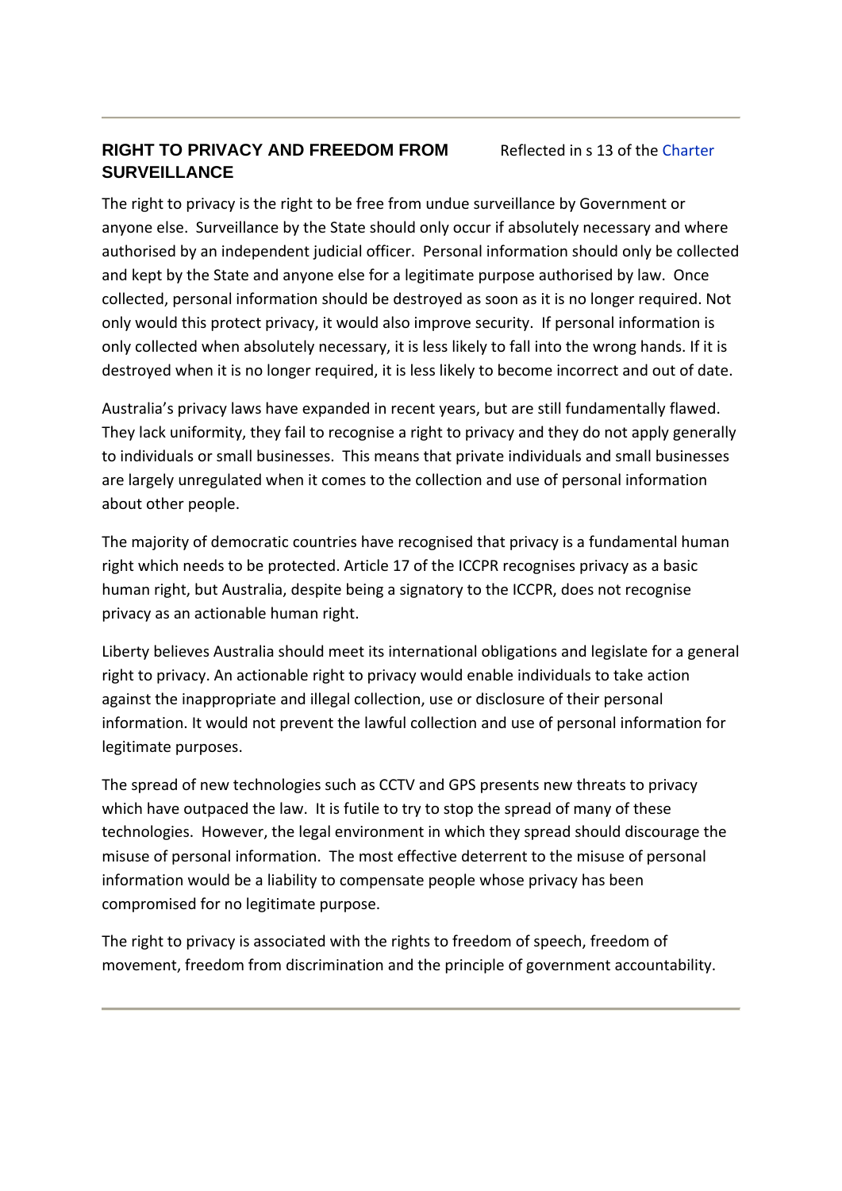## RIGHT TO PRIVACY AND FREEDOM FROM SURVEILLANCE

Reflected in s 13 of the Charter

The right to privacy is the right to be free from undue surveillance by Government or anyone else. Surveillance by the State should only occur if absolutely necessary and where authorised by an independent judicial officer. Personal information should only be collected and kept by the State and anyone else for a legitimate purpose authorised by law. Once collected, personal information should be destroyed as soon as it is no longer required. Not only would this protect privacy, it would also improve security. If personal information is only collected when absolutely necessary, it is less likely to fall into the wrong hands. If it is destroyed when it is no longer required, it is less likely to become incorrect and out of date.

Australia's privacy laws have expanded in recent years, but are still fundamentally flawed. They lack uniformity, they fail to recognise a right to privacy and they do not apply generally to individuals or small businesses. This means that private individuals and small businesses are largely unregulated when it comes to the collection and use of personal information about other people.

The majority of democratic countries have recognised that privacy is a fundamental human right which needs to be protected. Article 17 of the ICCPR recognises privacy as a basic human right, but Australia, despite being a signatory to the ICCPR, does not recognise privacy as an actionable human right.

Liberty believes Australia should meet its international obligations and legislate for a general right to privacy. An actionable right to privacy would enable individuals to take action against the inappropriate and illegal collection, use or disclosure of their personal information. It would not prevent the lawful collection and use of personal information for legitimate purposes.

The spread of new technologies such as CCTV and GPS presents new threats to privacy which have outpaced the law. It is futile to try to stop the spread of many of these technologies. However, the legal environment in which they spread should discourage the misuse of personal information. The most effective deterrent to the misuse of personal information would be a liability to compensate people whose privacy has been compromised for no legitimate purpose.

The right to privacy is associated with the rights to freedom of speech, freedom of movement, freedom from discrimination and the principle of government accountability.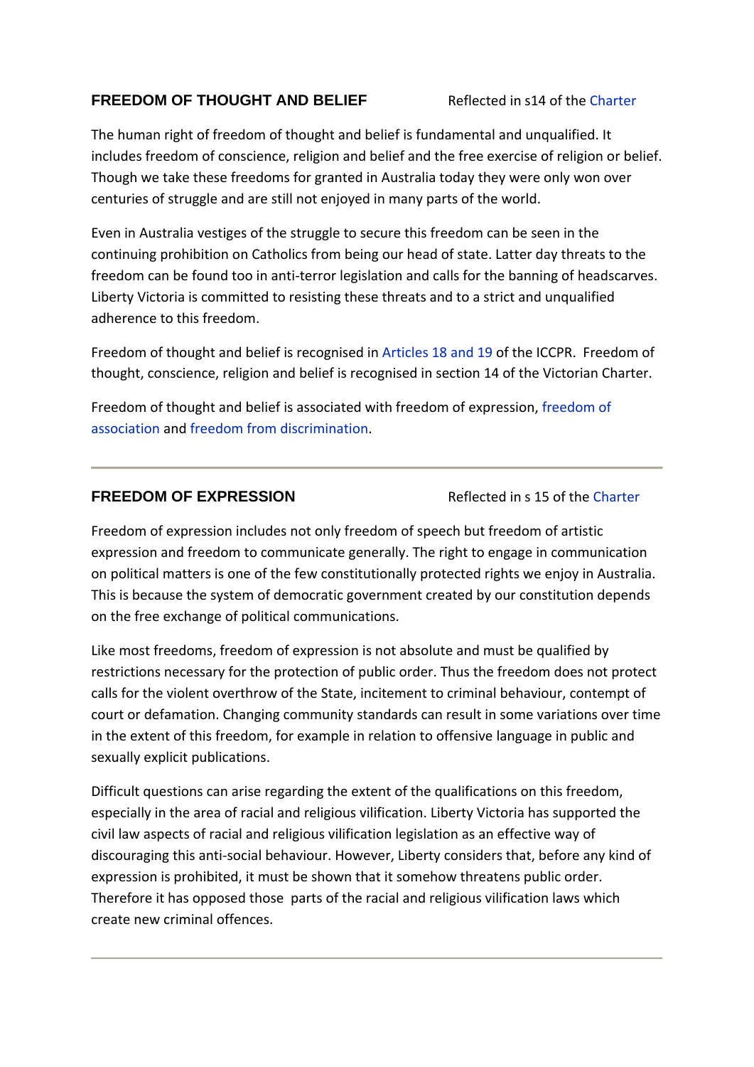## FREEDOM OF THOUGHT AND BELIEF

Reflected in s14 of the Charter

The human right of freedom of thought and belief is fundamental and unqualified. It includes freedom of conscience, religion and belief and the free exercise of religion or belief. Though we take these freedoms for granted in Australia today they were only won over centuries of struggle and are still not enjoyed in many parts of the world.

Even in Australia vestiges of the struggle to secure this freedom can be seen in the continuing prohibition on Catholics from being our head of state. Latter day threats to the freedom can be found too in anti-terror legislation and calls for the banning of headscarves. Liberty Victoria is committed to resisting these threats and to a strict and unqualified adherence to this freedom.

Freedom of thought and belief is recognised in Articles 18 and 19 of the ICCPR. Freedom of thought, conscience, religion and belief is recognised in section 14 of the Victorian Charter.

Freedom of thought and belief is associated with freedom of expression, freedom of association and freedom from discrimination.

---

## FREEDOM OF EXPRESSION

Reflected in s 15 of the Charter

Freedom of expression includes not only freedom of speech but freedom of artistic expression and freedom to communicate generally. The right to engage in communication on political matters is one of the few constitutionally protected rights we enjoy in Australia. This is because the system of democratic government created by our constitution depends on the free exchange of political communications.

Like most freedoms, freedom of expression is not absolute and must be qualified by restrictions necessary for the protection of public order. Thus the freedom does not protect calls for the violent overthrow of the State, incitement to criminal behaviour, contempt of court or defamation. Changing community standards can result in some variations over time in the extent of this freedom, for example in relation to offensive language in public and sexually explicit publications.

Difficult questions can arise regarding the extent of the qualifications on this freedom, especially in the area of racial and religious vilification. Liberty Victoria has supported the civil law aspects of racial and religious vilification legislation as an effective way of discouraging this anti-social behaviour. However, Liberty considers that, before any kind of expression is prohibited, it must be shown that it somehow threatens public order. Therefore it has opposed those parts of the racial and religious vilification laws which create new criminal offences.

---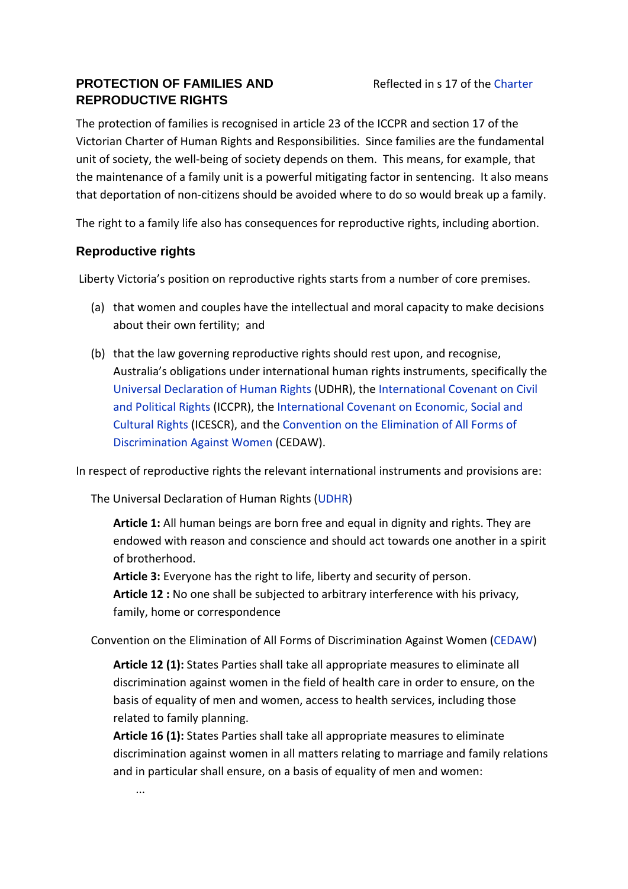## PROTECTION OF FAMILIES AND REPRODUCTIVE RIGHTS

Reflected in s 17 of the Charter

The protection of families is recognised in article 23 of the ICCPR and section 17 of the Victorian Charter of Human Rights and Responsibilities. Since families are the fundamental unit of society, the well-being of society depends on them. This means, for example, that the maintenance of a family unit is a powerful mitigating factor in sentencing. It also means that deportation of non-citizens should be avoided where to do so would break up a family.

The right to a family life also has consequences for reproductive rights, including abortion.

### Reproductive rights

Liberty Victoria's position on reproductive rights starts from a number of core premises.

(a) that women and couples have the intellectual and moral capacity to make decisions about their own fertility; and

(b) that the law governing reproductive rights should rest upon, and recognise, Australia's obligations under international human rights instruments, specifically the Universal Declaration of Human Rights (UDHR), the International Covenant on Civil and Political Rights (ICCPR), the International Covenant on Economic, Social and Cultural Rights (ICESCR), and the Convention on the Elimination of All Forms of Discrimination Against Women (CEDAW).

In respect of reproductive rights the relevant international instruments and provisions are:

The Universal Declaration of Human Rights (UDHR)

> **Article 1:** All human beings are born free and equal in dignity and rights. They are endowed with reason and conscience and should act towards one another in a spirit of brotherhood.
>
> **Article 3:** Everyone has the right to life, liberty and security of person.
>
> **Article 12 :** No one shall be subjected to arbitrary interference with his privacy, family, home or correspondence

Convention on the Elimination of All Forms of Discrimination Against Women (CEDAW)

> **Article 12 (1):** States Parties shall take all appropriate measures to eliminate all discrimination against women in the field of health care in order to ensure, on the basis of equality of men and women, access to health services, including those related to family planning.
>
> **Article 16 (1):** States Parties shall take all appropriate measures to eliminate discrimination against women in all matters relating to marriage and family relations and in particular shall ensure, on a basis of equality of men and women:
>
> ...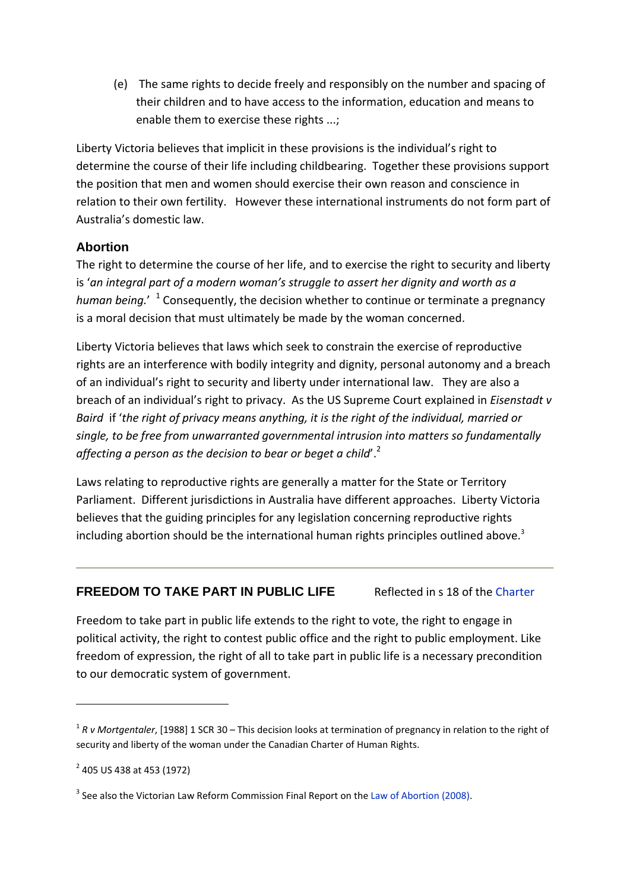(e) The same rights to decide freely and responsibly on the number and spacing of their children and to have access to the information, education and means to enable them to exercise these rights ...;

Liberty Victoria believes that implicit in these provisions is the individual's right to determine the course of their life including childbearing. Together these provisions support the position that men and women should exercise their own reason and conscience in relation to their own fertility. However these international instruments do not form part of Australia's domestic law.

### Abortion

The right to determine the course of her life, and to exercise the right to security and liberty is '*an integral part of a modern woman's struggle to assert her dignity and worth as a human being.*'[1] Consequently, the decision whether to continue or terminate a pregnancy is a moral decision that must ultimately be made by the woman concerned.

Liberty Victoria believes that laws which seek to constrain the exercise of reproductive rights are an interference with bodily integrity and dignity, personal autonomy and a breach of an individual's right to security and liberty under international law. They are also a breach of an individual's right to privacy. As the US Supreme Court explained in *Eisenstadt v Baird* if '*the right of privacy means anything, it is the right of the individual, married or single, to be free from unwarranted governmental intrusion into matters so fundamentally affecting a person as the decision to bear or beget a child*'.[2]

Laws relating to reproductive rights are generally a matter for the State or Territory Parliament. Different jurisdictions in Australia have different approaches. Liberty Victoria believes that the guiding principles for any legislation concerning reproductive rights including abortion should be the international human rights principles outlined above.[3]

---

## FREEDOM TO TAKE PART IN PUBLIC LIFE

Reflected in s 18 of the Charter

Freedom to take part in public life extends to the right to vote, the right to engage in political activity, the right to contest public office and the right to public employment. Like freedom of expression, the right of all to take part in public life is a necessary precondition to our democratic system of government.

---

[1] *R v Mortgentaler*, [1988] 1 SCR 30 – This decision looks at termination of pregnancy in relation to the right of security and liberty of the woman under the Canadian Charter of Human Rights.

[2] 405 US 438 at 453 (1972)

[3] See also the Victorian Law Reform Commission Final Report on the Law of Abortion (2008).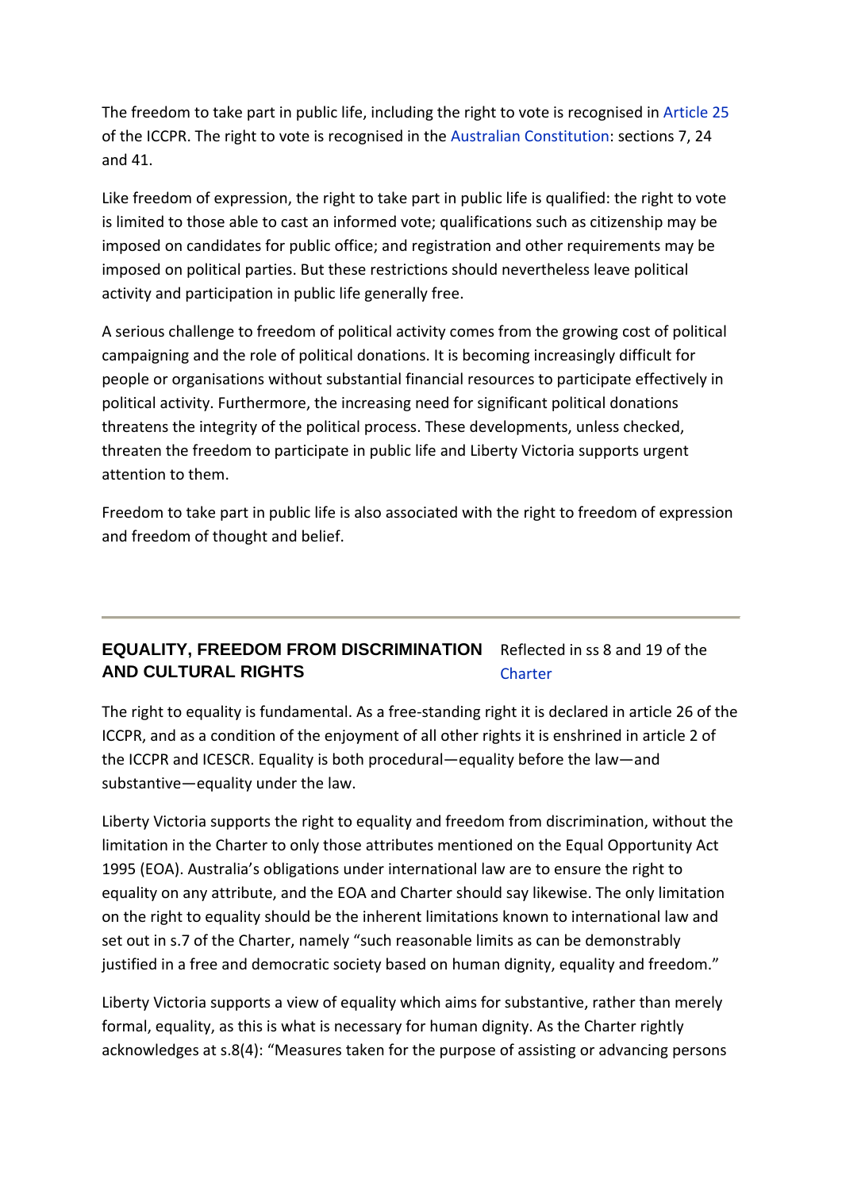The freedom to take part in public life, including the right to vote is recognised in Article 25 of the ICCPR. The right to vote is recognised in the Australian Constitution: sections 7, 24 and 41.

Like freedom of expression, the right to take part in public life is qualified: the right to vote is limited to those able to cast an informed vote; qualifications such as citizenship may be imposed on candidates for public office; and registration and other requirements may be imposed on political parties. But these restrictions should nevertheless leave political activity and participation in public life generally free.

A serious challenge to freedom of political activity comes from the growing cost of political campaigning and the role of political donations. It is becoming increasingly difficult for people or organisations without substantial financial resources to participate effectively in political activity. Furthermore, the increasing need for significant political donations threatens the integrity of the political process. These developments, unless checked, threaten the freedom to participate in public life and Liberty Victoria supports urgent attention to them.

Freedom to take part in public life is also associated with the right to freedom of expression and freedom of thought and belief.

---

## EQUALITY, FREEDOM FROM DISCRIMINATION AND CULTURAL RIGHTS

Reflected in ss 8 and 19 of the Charter

The right to equality is fundamental. As a free-standing right it is declared in article 26 of the ICCPR, and as a condition of the enjoyment of all other rights it is enshrined in article 2 of the ICCPR and ICESCR. Equality is both procedural—equality before the law—and substantive—equality under the law.

Liberty Victoria supports the right to equality and freedom from discrimination, without the limitation in the Charter to only those attributes mentioned on the Equal Opportunity Act 1995 (EOA). Australia's obligations under international law are to ensure the right to equality on any attribute, and the EOA and Charter should say likewise. The only limitation on the right to equality should be the inherent limitations known to international law and set out in s.7 of the Charter, namely "such reasonable limits as can be demonstrably justified in a free and democratic society based on human dignity, equality and freedom."

Liberty Victoria supports a view of equality which aims for substantive, rather than merely formal, equality, as this is what is necessary for human dignity. As the Charter rightly acknowledges at s.8(4): "Measures taken for the purpose of assisting or advancing persons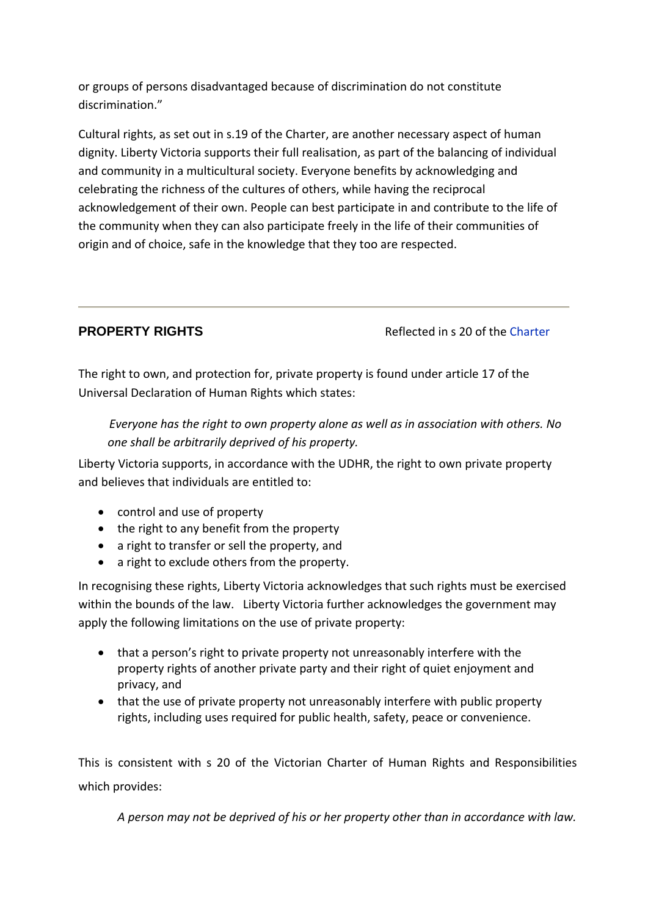or groups of persons disadvantaged because of discrimination do not constitute discrimination."

Cultural rights, as set out in s.19 of the Charter, are another necessary aspect of human dignity. Liberty Victoria supports their full realisation, as part of the balancing of individual and community in a multicultural society. Everyone benefits by acknowledging and celebrating the richness of the cultures of others, while having the reciprocal acknowledgement of their own. People can best participate in and contribute to the life of the community when they can also participate freely in the life of their communities of origin and of choice, safe in the knowledge that they too are respected.

---

## PROPERTY RIGHTS

Reflected in s 20 of the Charter

The right to own, and protection for, private property is found under article 17 of the Universal Declaration of Human Rights which states:

> *Everyone has the right to own property alone as well as in association with others. No one shall be arbitrarily deprived of his property.*

Liberty Victoria supports, in accordance with the UDHR, the right to own private property and believes that individuals are entitled to:

- control and use of property
- the right to any benefit from the property
- a right to transfer or sell the property, and
- a right to exclude others from the property.

In recognising these rights, Liberty Victoria acknowledges that such rights must be exercised within the bounds of the law. Liberty Victoria further acknowledges the government may apply the following limitations on the use of private property:

- that a person's right to private property not unreasonably interfere with the property rights of another private party and their right of quiet enjoyment and privacy, and
- that the use of private property not unreasonably interfere with public property rights, including uses required for public health, safety, peace or convenience.

This is consistent with s 20 of the Victorian Charter of Human Rights and Responsibilities which provides:

> *A person may not be deprived of his or her property other than in accordance with law.*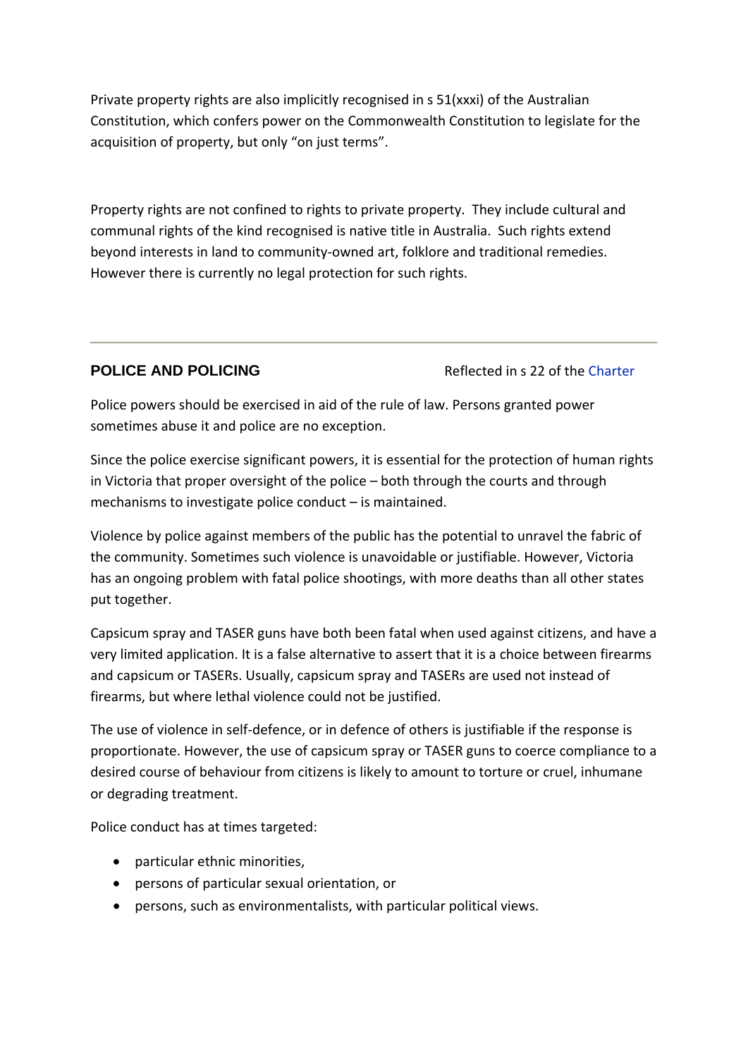Private property rights are also implicitly recognised in s 51(xxxi) of the Australian Constitution, which confers power on the Commonwealth Constitution to legislate for the acquisition of property, but only “on just terms”.

Property rights are not confined to rights to private property. They include cultural and communal rights of the kind recognised is native title in Australia. Such rights extend beyond interests in land to community-owned art, folklore and traditional remedies. However there is currently no legal protection for such rights.

---

## POLICE AND POLICING

Reflected in s 22 of the Charter

Police powers should be exercised in aid of the rule of law. Persons granted power sometimes abuse it and police are no exception.

Since the police exercise significant powers, it is essential for the protection of human rights in Victoria that proper oversight of the police – both through the courts and through mechanisms to investigate police conduct – is maintained.

Violence by police against members of the public has the potential to unravel the fabric of the community. Sometimes such violence is unavoidable or justifiable. However, Victoria has an ongoing problem with fatal police shootings, with more deaths than all other states put together.

Capsicum spray and TASER guns have both been fatal when used against citizens, and have a very limited application. It is a false alternative to assert that it is a choice between firearms and capsicum or TASERs. Usually, capsicum spray and TASERs are used not instead of firearms, but where lethal violence could not be justified.

The use of violence in self-defence, or in defence of others is justifiable if the response is proportionate. However, the use of capsicum spray or TASER guns to coerce compliance to a desired course of behaviour from citizens is likely to amount to torture or cruel, inhumane or degrading treatment.

Police conduct has at times targeted:

- particular ethnic minorities,
- persons of particular sexual orientation, or
- persons, such as environmentalists, with particular political views.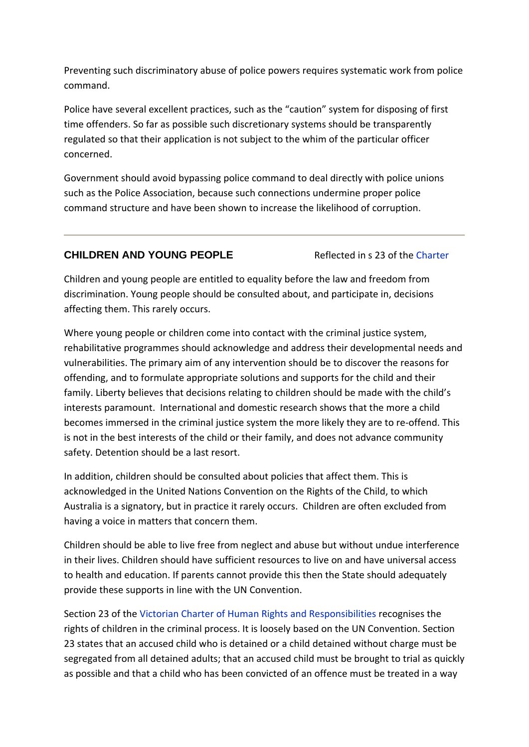Preventing such discriminatory abuse of police powers requires systematic work from police command.

Police have several excellent practices, such as the "caution" system for disposing of first time offenders. So far as possible such discretionary systems should be transparently regulated so that their application is not subject to the whim of the particular officer concerned.

Government should avoid bypassing police command to deal directly with police unions such as the Police Association, because such connections undermine proper police command structure and have been shown to increase the likelihood of corruption.

---

## CHILDREN AND YOUNG PEOPLE

Reflected in s 23 of the Charter

Children and young people are entitled to equality before the law and freedom from discrimination. Young people should be consulted about, and participate in, decisions affecting them. This rarely occurs.

Where young people or children come into contact with the criminal justice system, rehabilitative programmes should acknowledge and address their developmental needs and vulnerabilities. The primary aim of any intervention should be to discover the reasons for offending, and to formulate appropriate solutions and supports for the child and their family. Liberty believes that decisions relating to children should be made with the child's interests paramount. International and domestic research shows that the more a child becomes immersed in the criminal justice system the more likely they are to re-offend. This is not in the best interests of the child or their family, and does not advance community safety. Detention should be a last resort.

In addition, children should be consulted about policies that affect them. This is acknowledged in the United Nations Convention on the Rights of the Child, to which Australia is a signatory, but in practice it rarely occurs. Children are often excluded from having a voice in matters that concern them.

Children should be able to live free from neglect and abuse but without undue interference in their lives. Children should have sufficient resources to live on and have universal access to health and education. If parents cannot provide this then the State should adequately provide these supports in line with the UN Convention.

Section 23 of the Victorian Charter of Human Rights and Responsibilities recognises the rights of children in the criminal process. It is loosely based on the UN Convention. Section 23 states that an accused child who is detained or a child detained without charge must be segregated from all detained adults; that an accused child must be brought to trial as quickly as possible and that a child who has been convicted of an offence must be treated in a way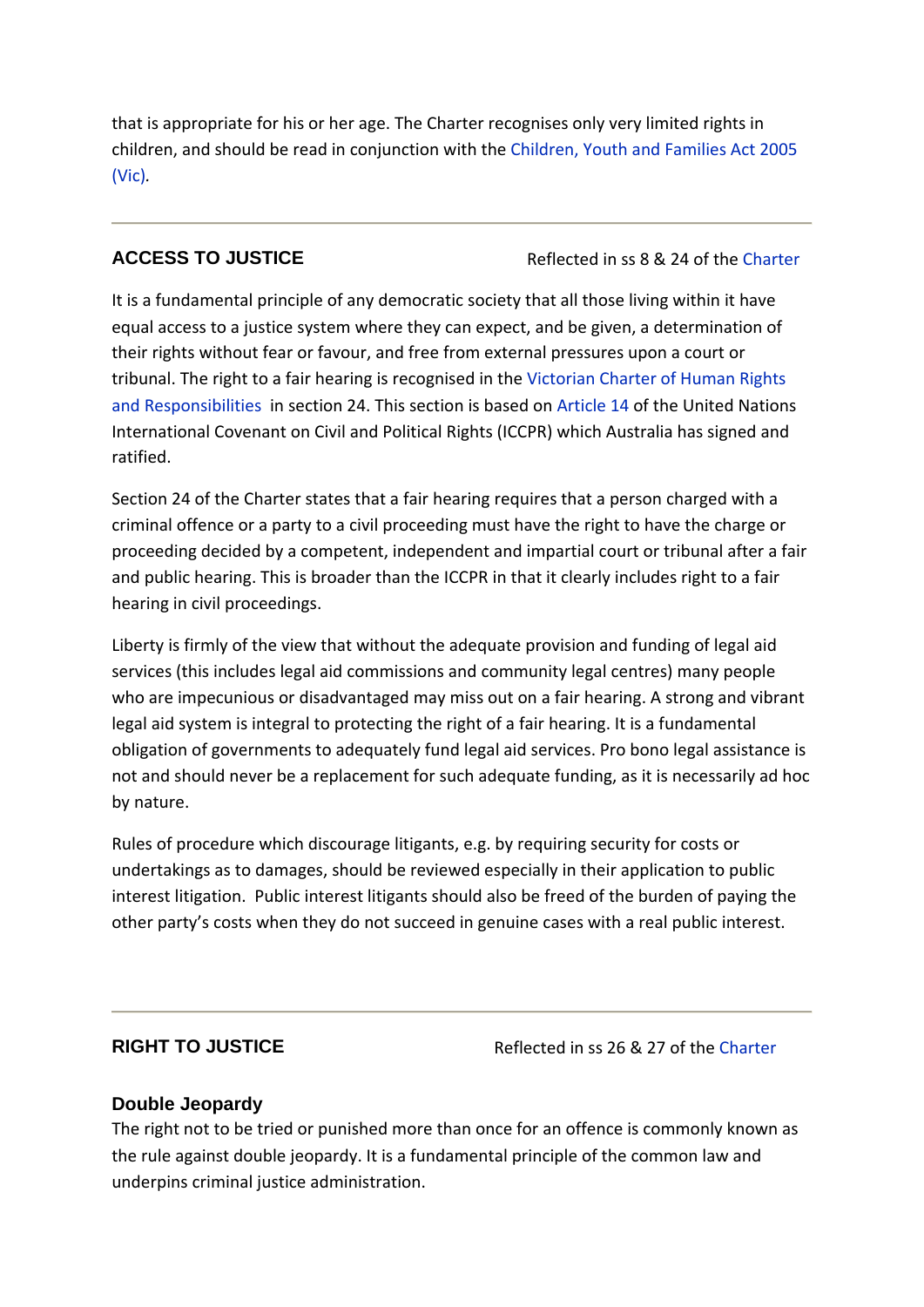that is appropriate for his or her age. The Charter recognises only very limited rights in children, and should be read in conjunction with the Children, Youth and Families Act 2005 (Vic).

---

## ACCESS TO JUSTICE

Reflected in ss 8 & 24 of the Charter

It is a fundamental principle of any democratic society that all those living within it have equal access to a justice system where they can expect, and be given, a determination of their rights without fear or favour, and free from external pressures upon a court or tribunal. The right to a fair hearing is recognised in the Victorian Charter of Human Rights and Responsibilities in section 24. This section is based on Article 14 of the United Nations International Covenant on Civil and Political Rights (ICCPR) which Australia has signed and ratified.

Section 24 of the Charter states that a fair hearing requires that a person charged with a criminal offence or a party to a civil proceeding must have the right to have the charge or proceeding decided by a competent, independent and impartial court or tribunal after a fair and public hearing. This is broader than the ICCPR in that it clearly includes right to a fair hearing in civil proceedings.

Liberty is firmly of the view that without the adequate provision and funding of legal aid services (this includes legal aid commissions and community legal centres) many people who are impecunious or disadvantaged may miss out on a fair hearing. A strong and vibrant legal aid system is integral to protecting the right of a fair hearing. It is a fundamental obligation of governments to adequately fund legal aid services. Pro bono legal assistance is not and should never be a replacement for such adequate funding, as it is necessarily ad hoc by nature.

Rules of procedure which discourage litigants, e.g. by requiring security for costs or undertakings as to damages, should be reviewed especially in their application to public interest litigation. Public interest litigants should also be freed of the burden of paying the other party's costs when they do not succeed in genuine cases with a real public interest.

---

## RIGHT TO JUSTICE

Reflected in ss 26 & 27 of the Charter

### Double Jeopardy

The right not to be tried or punished more than once for an offence is commonly known as the rule against double jeopardy. It is a fundamental principle of the common law and underpins criminal justice administration.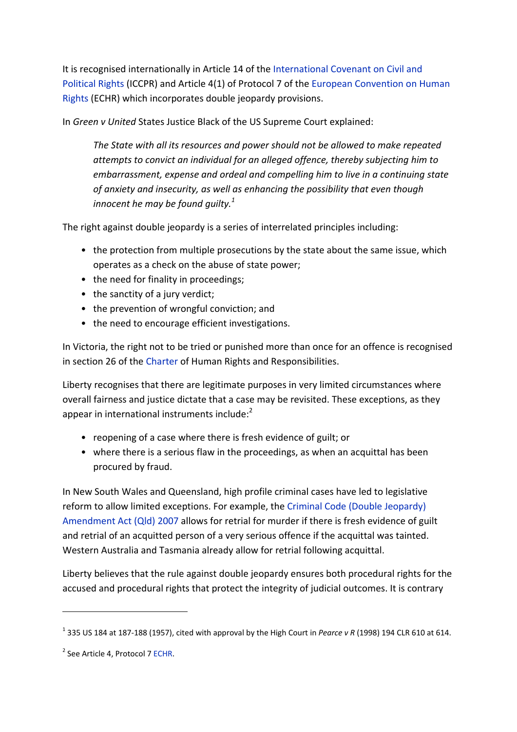It is recognised internationally in Article 14 of the International Covenant on Civil and Political Rights (ICCPR) and Article 4(1) of Protocol 7 of the European Convention on Human Rights (ECHR) which incorporates double jeopardy provisions.

In *Green v United* States Justice Black of the US Supreme Court explained:

> *The State with all its resources and power should not be allowed to make repeated attempts to convict an individual for an alleged offence, thereby subjecting him to embarrassment, expense and ordeal and compelling him to live in a continuing state of anxiety and insecurity, as well as enhancing the possibility that even though innocent he may be found guilty.*[1]

The right against double jeopardy is a series of interrelated principles including:

- the protection from multiple prosecutions by the state about the same issue, which operates as a check on the abuse of state power;
- the need for finality in proceedings;
- the sanctity of a jury verdict;
- the prevention of wrongful conviction; and
- the need to encourage efficient investigations.

In Victoria, the right not to be tried or punished more than once for an offence is recognised in section 26 of the Charter of Human Rights and Responsibilities.

Liberty recognises that there are legitimate purposes in very limited circumstances where overall fairness and justice dictate that a case may be revisited. These exceptions, as they appear in international instruments include:[2]

- reopening of a case where there is fresh evidence of guilt; or
- where there is a serious flaw in the proceedings, as when an acquittal has been procured by fraud.

In New South Wales and Queensland, high profile criminal cases have led to legislative reform to allow limited exceptions. For example, the Criminal Code (Double Jeopardy) Amendment Act (Qld) 2007 allows for retrial for murder if there is fresh evidence of guilt and retrial of an acquitted person of a very serious offence if the acquittal was tainted. Western Australia and Tasmania already allow for retrial following acquittal.

Liberty believes that the rule against double jeopardy ensures both procedural rights for the accused and procedural rights that protect the integrity of judicial outcomes. It is contrary

---

[1] 335 US 184 at 187-188 (1957), cited with approval by the High Court in *Pearce v R* (1998) 194 CLR 610 at 614.

[2] See Article 4, Protocol 7 ECHR.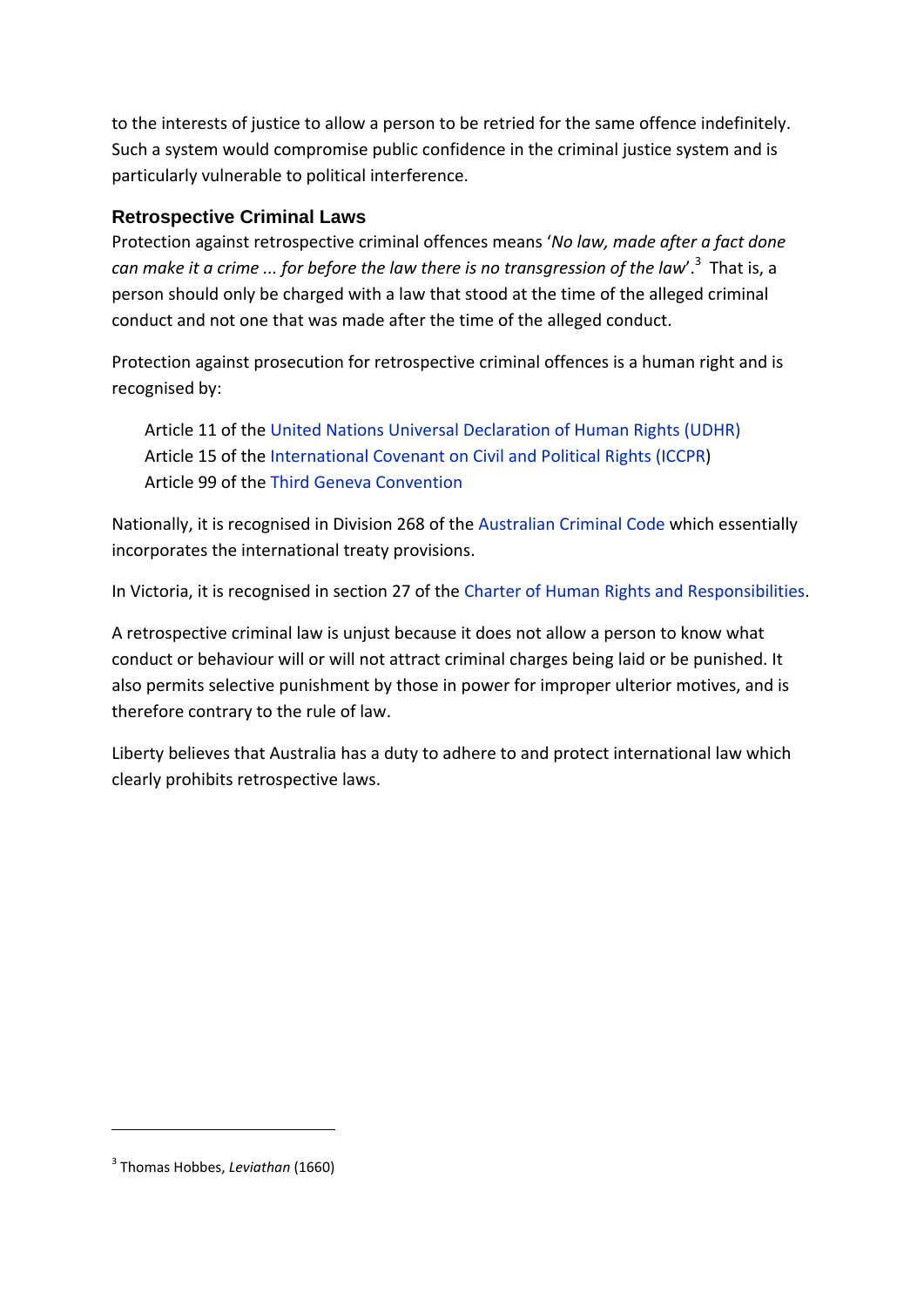to the interests of justice to allow a person to be retried for the same offence indefinitely. Such a system would compromise public confidence in the criminal justice system and is particularly vulnerable to political interference.

## Retrospective Criminal Laws

Protection against retrospective criminal offences means '*No law, made after a fact done can make it a crime ... for before the law there is no transgression of the law*'.[3] That is, a person should only be charged with a law that stood at the time of the alleged criminal conduct and not one that was made after the time of the alleged conduct.

Protection against prosecution for retrospective criminal offences is a human right and is recognised by:

Article 11 of the United Nations Universal Declaration of Human Rights (UDHR)
Article 15 of the International Covenant on Civil and Political Rights (ICCPR)
Article 99 of the Third Geneva Convention

Nationally, it is recognised in Division 268 of the Australian Criminal Code which essentially incorporates the international treaty provisions.

In Victoria, it is recognised in section 27 of the Charter of Human Rights and Responsibilities.

A retrospective criminal law is unjust because it does not allow a person to know what conduct or behaviour will or will not attract criminal charges being laid or be punished. It also permits selective punishment by those in power for improper ulterior motives, and is therefore contrary to the rule of law.

Liberty believes that Australia has a duty to adhere to and protect international law which clearly prohibits retrospective laws.

---

[3] Thomas Hobbes, *Leviathan* (1660)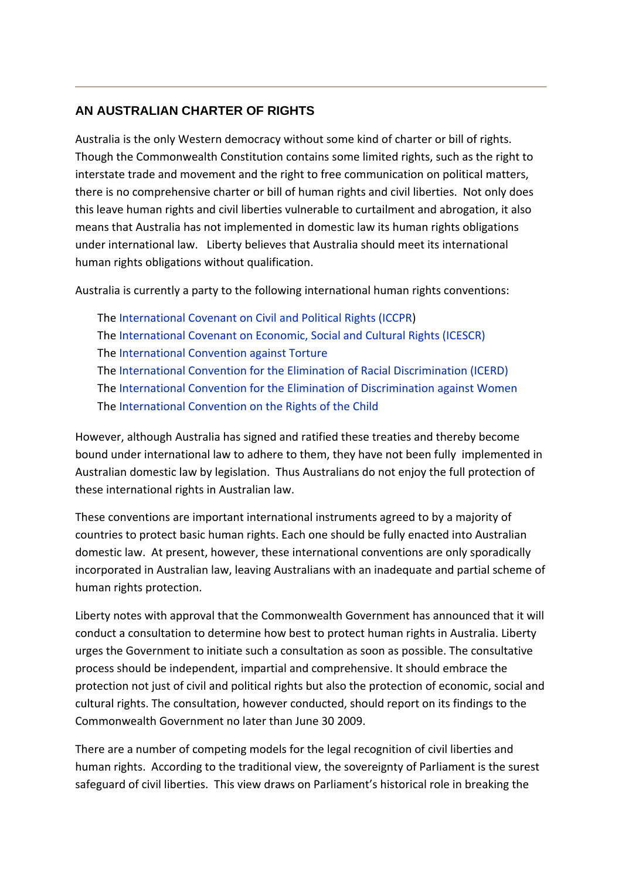## AN AUSTRALIAN CHARTER OF RIGHTS

Australia is the only Western democracy without some kind of charter or bill of rights. Though the Commonwealth Constitution contains some limited rights, such as the right to interstate trade and movement and the right to free communication on political matters, there is no comprehensive charter or bill of human rights and civil liberties. Not only does this leave human rights and civil liberties vulnerable to curtailment and abrogation, it also means that Australia has not implemented in domestic law its human rights obligations under international law. Liberty believes that Australia should meet its international human rights obligations without qualification.

Australia is currently a party to the following international human rights conventions:

- The International Covenant on Civil and Political Rights (ICCPR)
- The International Covenant on Economic, Social and Cultural Rights (ICESCR)
- The International Convention against Torture
- The International Convention for the Elimination of Racial Discrimination (ICERD)
- The International Convention for the Elimination of Discrimination against Women
- The International Convention on the Rights of the Child

However, although Australia has signed and ratified these treaties and thereby become bound under international law to adhere to them, they have not been fully implemented in Australian domestic law by legislation. Thus Australians do not enjoy the full protection of these international rights in Australian law.

These conventions are important international instruments agreed to by a majority of countries to protect basic human rights. Each one should be fully enacted into Australian domestic law. At present, however, these international conventions are only sporadically incorporated in Australian law, leaving Australians with an inadequate and partial scheme of human rights protection.

Liberty notes with approval that the Commonwealth Government has announced that it will conduct a consultation to determine how best to protect human rights in Australia. Liberty urges the Government to initiate such a consultation as soon as possible. The consultative process should be independent, impartial and comprehensive. It should embrace the protection not just of civil and political rights but also the protection of economic, social and cultural rights. The consultation, however conducted, should report on its findings to the Commonwealth Government no later than June 30 2009.

There are a number of competing models for the legal recognition of civil liberties and human rights. According to the traditional view, the sovereignty of Parliament is the surest safeguard of civil liberties. This view draws on Parliament's historical role in breaking the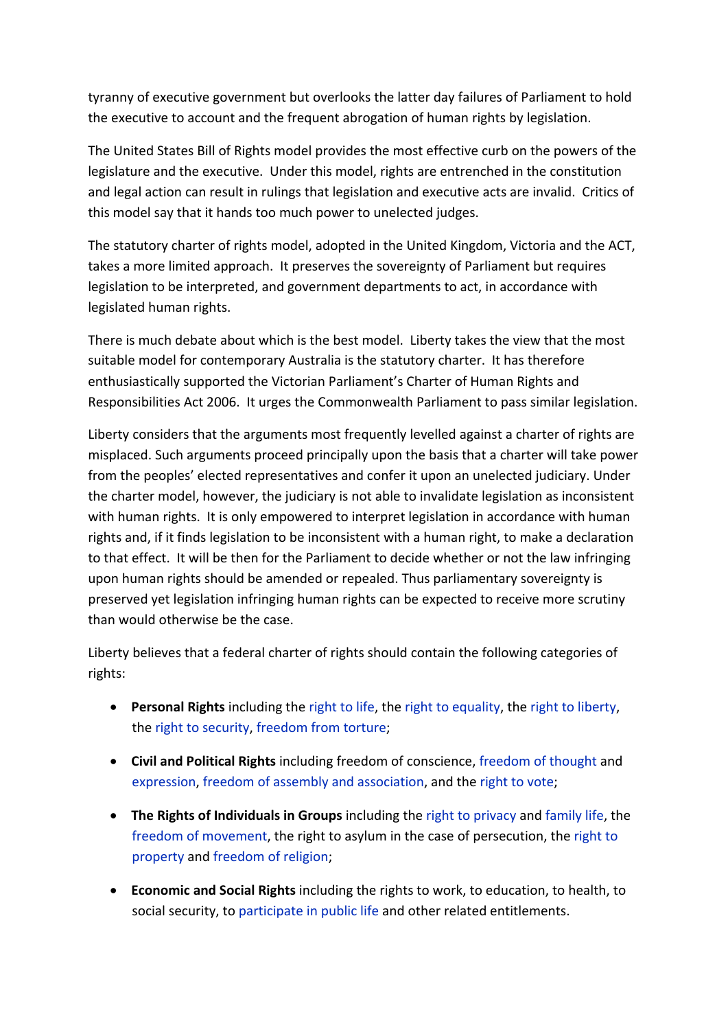tyranny of executive government but overlooks the latter day failures of Parliament to hold the executive to account and the frequent abrogation of human rights by legislation.

The United States Bill of Rights model provides the most effective curb on the powers of the legislature and the executive. Under this model, rights are entrenched in the constitution and legal action can result in rulings that legislation and executive acts are invalid. Critics of this model say that it hands too much power to unelected judges.

The statutory charter of rights model, adopted in the United Kingdom, Victoria and the ACT, takes a more limited approach. It preserves the sovereignty of Parliament but requires legislation to be interpreted, and government departments to act, in accordance with legislated human rights.

There is much debate about which is the best model. Liberty takes the view that the most suitable model for contemporary Australia is the statutory charter. It has therefore enthusiastically supported the Victorian Parliament's Charter of Human Rights and Responsibilities Act 2006. It urges the Commonwealth Parliament to pass similar legislation.

Liberty considers that the arguments most frequently levelled against a charter of rights are misplaced. Such arguments proceed principally upon the basis that a charter will take power from the peoples' elected representatives and confer it upon an unelected judiciary. Under the charter model, however, the judiciary is not able to invalidate legislation as inconsistent with human rights. It is only empowered to interpret legislation in accordance with human rights and, if it finds legislation to be inconsistent with a human right, to make a declaration to that effect. It will be then for the Parliament to decide whether or not the law infringing upon human rights should be amended or repealed. Thus parliamentary sovereignty is preserved yet legislation infringing human rights can be expected to receive more scrutiny than would otherwise be the case.

Liberty believes that a federal charter of rights should contain the following categories of rights:

- **Personal Rights** including the right to life, the right to equality, the right to liberty, the right to security, freedom from torture;
- **Civil and Political Rights** including freedom of conscience, freedom of thought and expression, freedom of assembly and association, and the right to vote;
- **The Rights of Individuals in Groups** including the right to privacy and family life, the freedom of movement, the right to asylum in the case of persecution, the right to property and freedom of religion;
- **Economic and Social Rights** including the rights to work, to education, to health, to social security, to participate in public life and other related entitlements.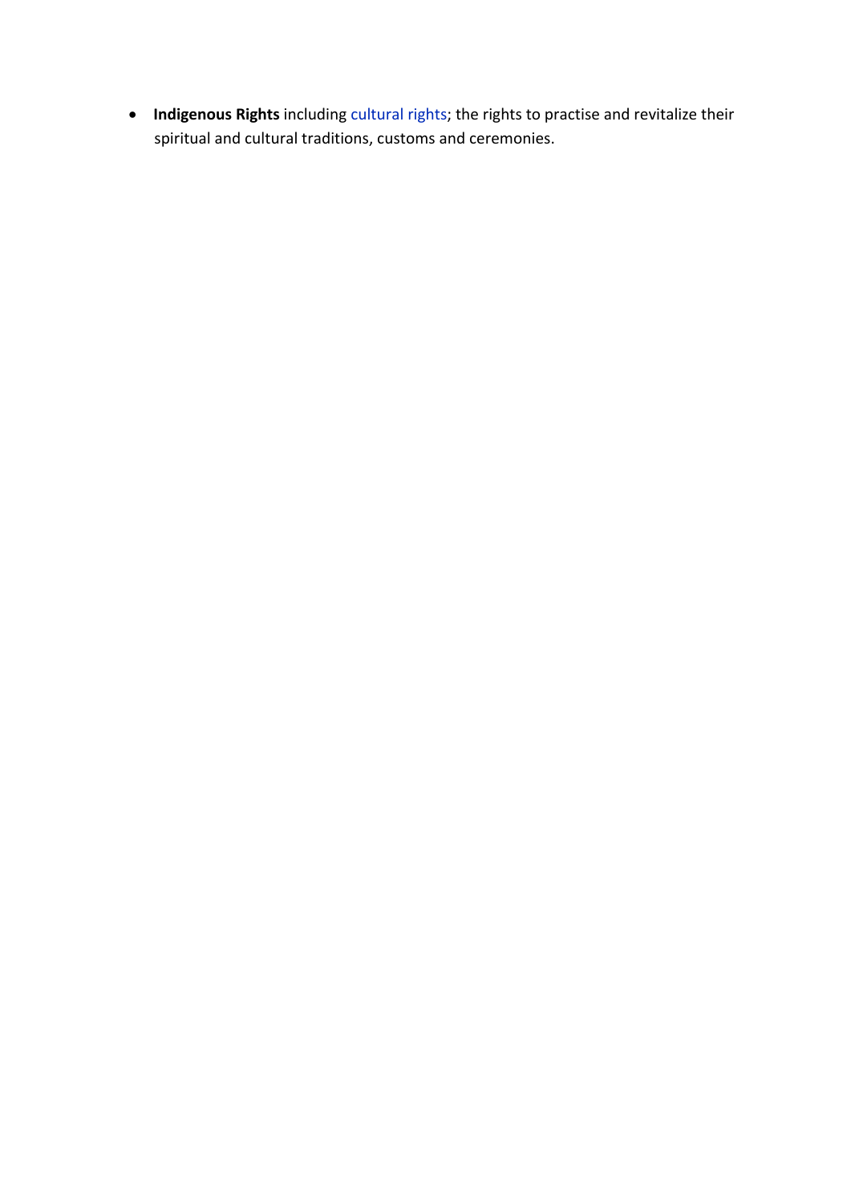- **Indigenous Rights** including cultural rights; the rights to practise and revitalize their spiritual and cultural traditions, customs and ceremonies.